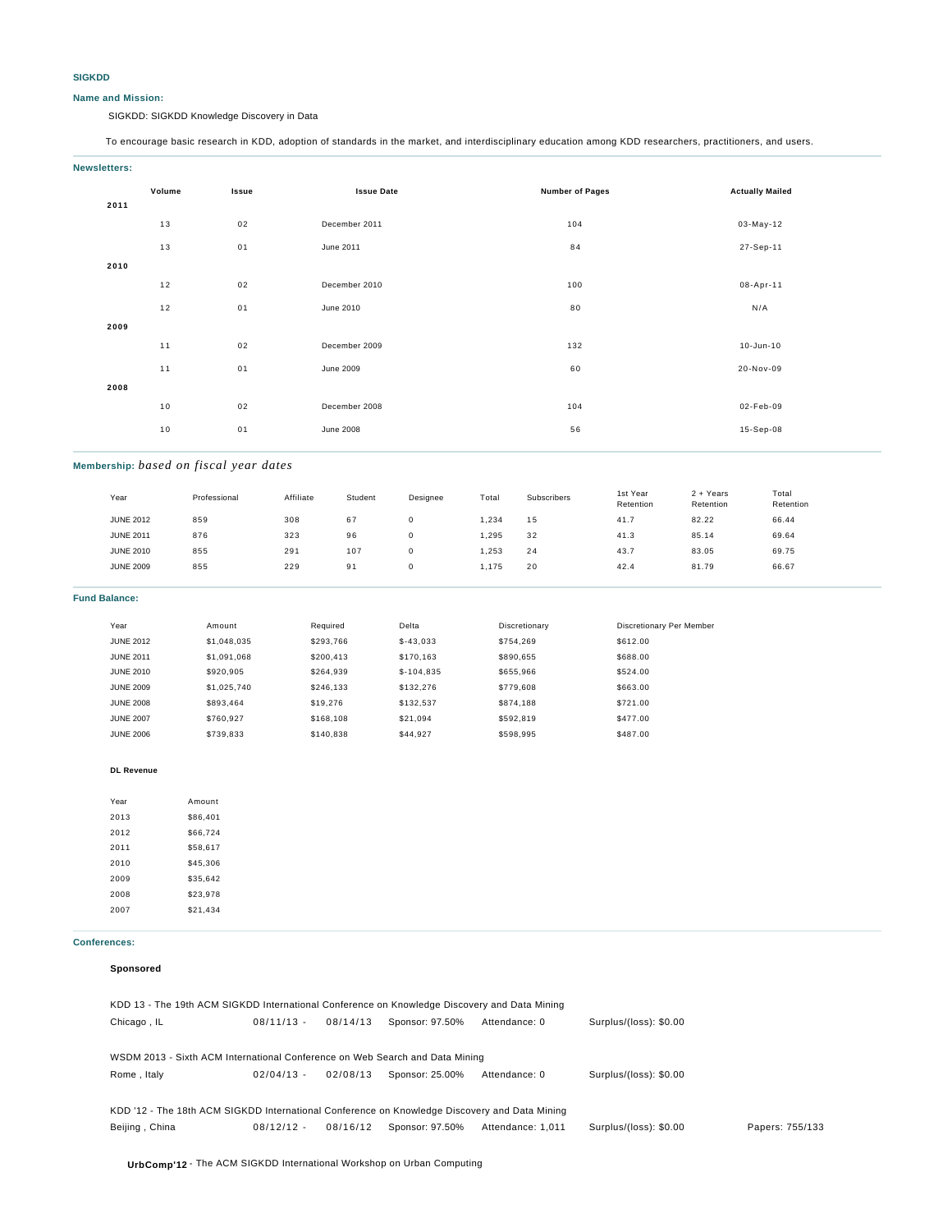# SIGKDD

## Name and Mission:

SIGKDD: SIGKDD Knowledge Discovery in Data

To encourage basic research in KDD, adoption of standards in the market, and interdisciplinary education among KDD researchers, practitioners, and users.

## Newsletters:

| | Volume | Issue | Issue Date | Number of Pages | Actually Mailed |
|---|---|---|---|---|---|
| **2011** | | | | | |
| | 13 | 02 | December 2011 | 104 | 03-May-12 |
| | 13 | 01 | June 2011 | 84 | 27-Sep-11 |
| **2010** | | | | | |
| | 12 | 02 | December 2010 | 100 | 08-Apr-11 |
| | 12 | 01 | June 2010 | 80 | N/A |
| **2009** | | | | | |
| | 11 | 02 | December 2009 | 132 | 10-Jun-10 |
| | 11 | 01 | June 2009 | 60 | 20-Nov-09 |
| **2008** | | | | | |
| | 10 | 02 | December 2008 | 104 | 02-Feb-09 |
| | 10 | 01 | June 2008 | 56 | 15-Sep-08 |

## Membership: *based on fiscal year dates*

| Year | Professional | Affiliate | Student | Designee | Total | Subscribers | 1st Year Retention | 2 + Years Retention | Total Retention |
|---|---|---|---|---|---|---|---|---|---|
| JUNE 2012 | 859 | 308 | 67 | 0 | 1,234 | 15 | 41.7 | 82.22 | 66.44 |
| JUNE 2011 | 876 | 323 | 96 | 0 | 1,295 | 32 | 41.3 | 85.14 | 69.64 |
| JUNE 2010 | 855 | 291 | 107 | 0 | 1,253 | 24 | 43.7 | 83.05 | 69.75 |
| JUNE 2009 | 855 | 229 | 91 | 0 | 1,175 | 20 | 42.4 | 81.79 | 66.67 |

## Fund Balance:

| Year | Amount | Required | Delta | Discretionary | Discretionary Per Member |
|---|---|---|---|---|---|
| JUNE 2012 | $1,048,035 | $293,766 | $-43,033 | $754,269 | $612.00 |
| JUNE 2011 | $1,091,068 | $200,413 | $170,163 | $890,655 | $688.00 |
| JUNE 2010 | $920,905 | $264,939 | $-104,835 | $655,966 | $524.00 |
| JUNE 2009 | $1,025,740 | $246,133 | $132,276 | $779,608 | $663.00 |
| JUNE 2008 | $893,464 | $19,276 | $132,537 | $874,188 | $721.00 |
| JUNE 2007 | $760,927 | $168,108 | $21,094 | $592,819 | $477.00 |
| JUNE 2006 | $739,833 | $140,838 | $44,927 | $598,995 | $487.00 |

### DL Revenue

| Year | Amount |
|---|---|
| 2013 | $86,401 |
| 2012 | $66,724 |
| 2011 | $58,617 |
| 2010 | $45,306 |
| 2009 | $35,642 |
| 2008 | $23,978 |
| 2007 | $21,434 |

## Conferences:

### Sponsored

KDD 13 - The 19th ACM SIGKDD International Conference on Knowledge Discovery and Data Mining

| Chicago , IL | 08/11/13 - | 08/14/13 | Sponsor: 97.50% | Attendance: 0 | Surplus/(loss): $0.00 | |
|---|---|---|---|---|---|---|

WSDM 2013 - Sixth ACM International Conference on Web Search and Data Mining

| Rome , Italy | 02/04/13 - | 02/08/13 | Sponsor: 25.00% | Attendance: 0 | Surplus/(loss): $0.00 | |
|---|---|---|---|---|---|---|

KDD '12 - The 18th ACM SIGKDD International Conference on Knowledge Discovery and Data Mining

| Beijing , China | 08/12/12 - | 08/16/12 | Sponsor: 97.50% | Attendance: 1,011 | Surplus/(loss): $0.00 | Papers: 755/133 |
|---|---|---|---|---|---|---|

**UrbComp'12** - The ACM SIGKDD International Workshop on Urban Computing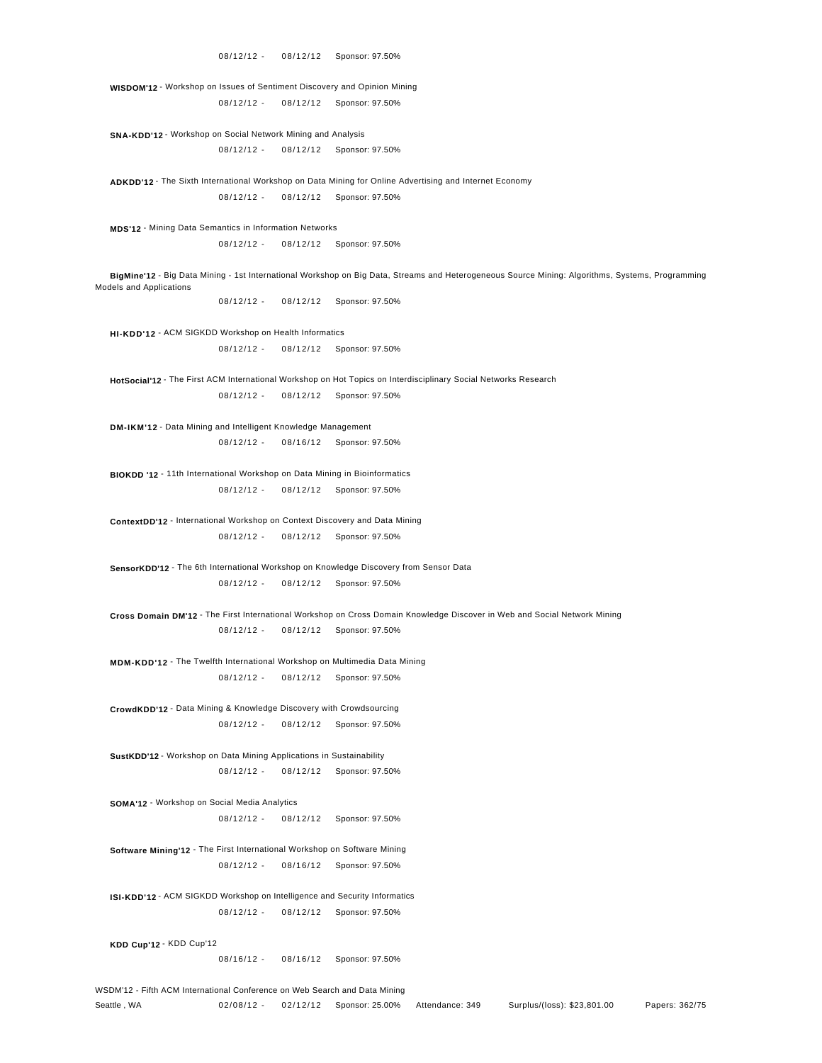08/12/12 - 08/12/12 Sponsor: 97.50%

**WISDOM'12** - Workshop on Issues of Sentiment Discovery and Opinion Mining
08/12/12 - 08/12/12 Sponsor: 97.50%

**SNA-KDD'12** - Workshop on Social Network Mining and Analysis
08/12/12 - 08/12/12 Sponsor: 97.50%

**ADKDD'12** - The Sixth International Workshop on Data Mining for Online Advertising and Internet Economy
08/12/12 - 08/12/12 Sponsor: 97.50%

**MDS'12** - Mining Data Semantics in Information Networks
08/12/12 - 08/12/12 Sponsor: 97.50%

**BigMine'12** - Big Data Mining - 1st International Workshop on Big Data, Streams and Heterogeneous Source Mining: Algorithms, Systems, Programming Models and Applications
08/12/12 - 08/12/12 Sponsor: 97.50%

**HI-KDD'12** - ACM SIGKDD Workshop on Health Informatics
08/12/12 - 08/12/12 Sponsor: 97.50%

**HotSocial'12** - The First ACM International Workshop on Hot Topics on Interdisciplinary Social Networks Research
08/12/12 - 08/12/12 Sponsor: 97.50%

**DM-IKM'12** - Data Mining and Intelligent Knowledge Management
08/12/12 - 08/16/12 Sponsor: 97.50%

**BIOKDD '12** - 11th International Workshop on Data Mining in Bioinformatics
08/12/12 - 08/12/12 Sponsor: 97.50%

**ContextDD'12** - International Workshop on Context Discovery and Data Mining
08/12/12 - 08/12/12 Sponsor: 97.50%

**SensorKDD'12** - The 6th International Workshop on Knowledge Discovery from Sensor Data
08/12/12 - 08/12/12 Sponsor: 97.50%

**Cross Domain DM'12** - The First International Workshop on Cross Domain Knowledge Discover in Web and Social Network Mining
08/12/12 - 08/12/12 Sponsor: 97.50%

**MDM-KDD'12** - The Twelfth International Workshop on Multimedia Data Mining
08/12/12 - 08/12/12 Sponsor: 97.50%

**CrowdKDD'12** - Data Mining & Knowledge Discovery with Crowdsourcing
08/12/12 - 08/12/12 Sponsor: 97.50%

**SustKDD'12** - Workshop on Data Mining Applications in Sustainability
08/12/12 - 08/12/12 Sponsor: 97.50%

**SOMA'12** - Workshop on Social Media Analytics
08/12/12 - 08/12/12 Sponsor: 97.50%

**Software Mining'12** - The First International Workshop on Software Mining
08/12/12 - 08/16/12 Sponsor: 97.50%

**ISI-KDD'12** - ACM SIGKDD Workshop on Intelligence and Security Informatics
08/12/12 - 08/12/12 Sponsor: 97.50%

**KDD Cup'12** - KDD Cup'12
08/16/12 - 08/16/12 Sponsor: 97.50%

WSDM'12 - Fifth ACM International Conference on Web Search and Data Mining
Seattle , WA 02/08/12 - 02/12/12 Sponsor: 25.00% Attendance: 349 Surplus/(loss): $23,801.00 Papers: 362/75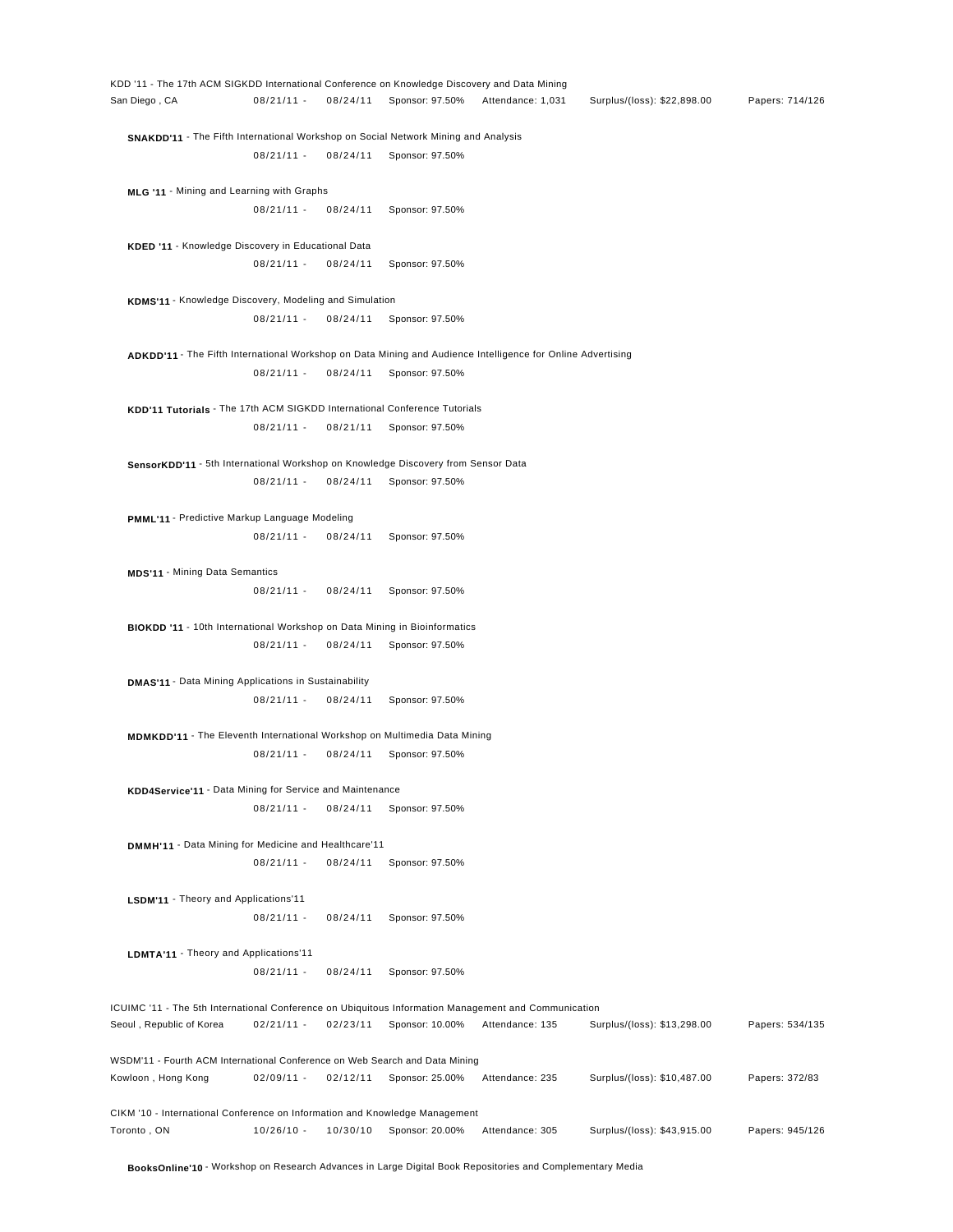KDD '11 - The 17th ACM SIGKDD International Conference on Knowledge Discovery and Data Mining
San Diego , CA  08/21/11 - 08/24/11  Sponsor: 97.50%  Attendance: 1,031  Surplus/(loss): $22,898.00  Papers: 714/126

**SNAKDD'11** - The Fifth International Workshop on Social Network Mining and Analysis
08/21/11 - 08/24/11  Sponsor: 97.50%

**MLG '11** - Mining and Learning with Graphs
08/21/11 - 08/24/11  Sponsor: 97.50%

**KDED '11** - Knowledge Discovery in Educational Data
08/21/11 - 08/24/11  Sponsor: 97.50%

**KDMS'11** - Knowledge Discovery, Modeling and Simulation
08/21/11 - 08/24/11  Sponsor: 97.50%

**ADKDD'11** - The Fifth International Workshop on Data Mining and Audience Intelligence for Online Advertising
08/21/11 - 08/24/11  Sponsor: 97.50%

**KDD'11 Tutorials** - The 17th ACM SIGKDD International Conference Tutorials
08/21/11 - 08/21/11  Sponsor: 97.50%

**SensorKDD'11** - 5th International Workshop on Knowledge Discovery from Sensor Data
08/21/11 - 08/24/11  Sponsor: 97.50%

**PMML'11** - Predictive Markup Language Modeling
08/21/11 - 08/24/11  Sponsor: 97.50%

**MDS'11** - Mining Data Semantics
08/21/11 - 08/24/11  Sponsor: 97.50%

**BIOKDD '11** - 10th International Workshop on Data Mining in Bioinformatics
08/21/11 - 08/24/11  Sponsor: 97.50%

**DMAS'11** - Data Mining Applications in Sustainability
08/21/11 - 08/24/11  Sponsor: 97.50%

**MDMKDD'11** - The Eleventh International Workshop on Multimedia Data Mining
08/21/11 - 08/24/11  Sponsor: 97.50%

**KDD4Service'11** - Data Mining for Service and Maintenance
08/21/11 - 08/24/11  Sponsor: 97.50%

**DMMH'11** - Data Mining for Medicine and Healthcare'11
08/21/11 - 08/24/11  Sponsor: 97.50%

**LSDM'11** - Theory and Applications'11
08/21/11 - 08/24/11  Sponsor: 97.50%

**LDMTA'11** - Theory and Applications'11
08/21/11 - 08/24/11  Sponsor: 97.50%

ICUIMC '11 - The 5th International Conference on Ubiquitous Information Management and Communication
Seoul , Republic of Korea  02/21/11 - 02/23/11  Sponsor: 10.00%  Attendance: 135  Surplus/(loss): $13,298.00  Papers: 534/135

WSDM'11 - Fourth ACM International Conference on Web Search and Data Mining
Kowloon , Hong Kong  02/09/11 - 02/12/11  Sponsor: 25.00%  Attendance: 235  Surplus/(loss): $10,487.00  Papers: 372/83

CIKM '10 - International Conference on Information and Knowledge Management
Toronto , ON  10/26/10 - 10/30/10  Sponsor: 20.00%  Attendance: 305  Surplus/(loss): $43,915.00  Papers: 945/126

**BooksOnline'10** - Workshop on Research Advances in Large Digital Book Repositories and Complementary Media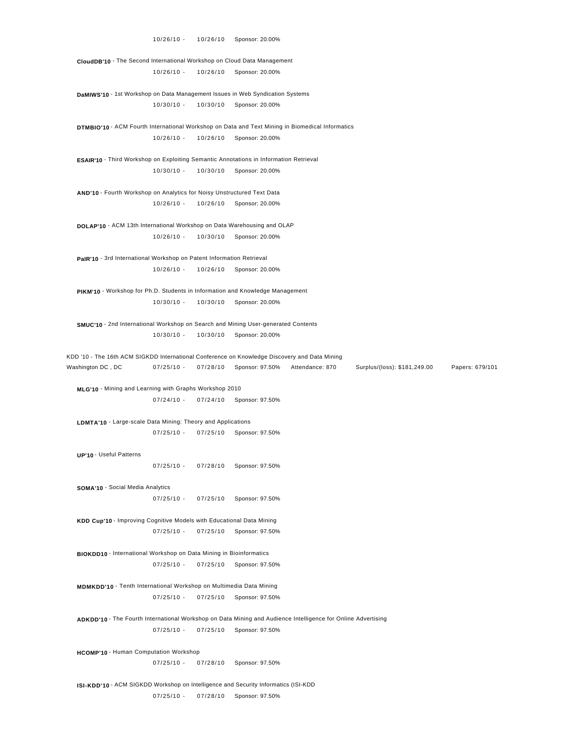10/26/10 - 10/26/10 Sponsor: 20.00%

**CloudDB'10** - The Second International Workshop on Cloud Data Management
10/26/10 - 10/26/10 Sponsor: 20.00%

**DaMIWS'10** - 1st Workshop on Data Management Issues in Web Syndication Systems
10/30/10 - 10/30/10 Sponsor: 20.00%

**DTMBIO'10** - ACM Fourth International Workshop on Data and Text Mining in Biomedical Informatics
10/26/10 - 10/26/10 Sponsor: 20.00%

**ESAIR'10** - Third Workshop on Exploiting Semantic Annotations in Information Retrieval
10/30/10 - 10/30/10 Sponsor: 20.00%

**AND'10** - Fourth Workshop on Analytics for Noisy Unstructured Text Data
10/26/10 - 10/26/10 Sponsor: 20.00%

**DOLAP'10** - ACM 13th International Workshop on Data Warehousing and OLAP
10/26/10 - 10/30/10 Sponsor: 20.00%

**PaIR'10** - 3rd International Workshop on Patent Information Retrieval
10/26/10 - 10/26/10 Sponsor: 20.00%

**PIKM'10** - Workshop for Ph.D. Students in Information and Knowledge Management
10/30/10 - 10/30/10 Sponsor: 20.00%

**SMUC'10** - 2nd International Workshop on Search and Mining User-generated Contents
10/30/10 - 10/30/10 Sponsor: 20.00%

KDD '10 - The 16th ACM SIGKDD International Conference on Knowledge Discovery and Data Mining
Washington DC , DC 07/25/10 - 07/28/10 Sponsor: 97.50% Attendance: 870 Surplus/(loss): $181,249.00 Papers: 679/101

**MLG'10** - Mining and Learning with Graphs Workshop 2010
07/24/10 - 07/24/10 Sponsor: 97.50%

**LDMTA'10** - Large-scale Data Mining: Theory and Applications
07/25/10 - 07/25/10 Sponsor: 97.50%

**UP'10** - Useful Patterns
07/25/10 - 07/28/10 Sponsor: 97.50%

**SOMA'10** - Social Media Analytics
07/25/10 - 07/25/10 Sponsor: 97.50%

**KDD Cup'10** - Improving Cognitive Models with Educational Data Mining
07/25/10 - 07/25/10 Sponsor: 97.50%

**BIOKDD10** - International Workshop on Data Mining in Bioinformatics
07/25/10 - 07/25/10 Sponsor: 97.50%

**MDMKDD'10** - Tenth International Workshop on Multimedia Data Mining
07/25/10 - 07/25/10 Sponsor: 97.50%

**ADKDD'10** - The Fourth International Workshop on Data Mining and Audience Intelligence for Online Advertising
07/25/10 - 07/25/10 Sponsor: 97.50%

**HCOMP'10** - Human Computation Workshop
07/25/10 - 07/28/10 Sponsor: 97.50%

**ISI-KDD'10** - ACM SIGKDD Workshop on Intelligence and Security Informatics (ISI-KDD
07/25/10 - 07/28/10 Sponsor: 97.50%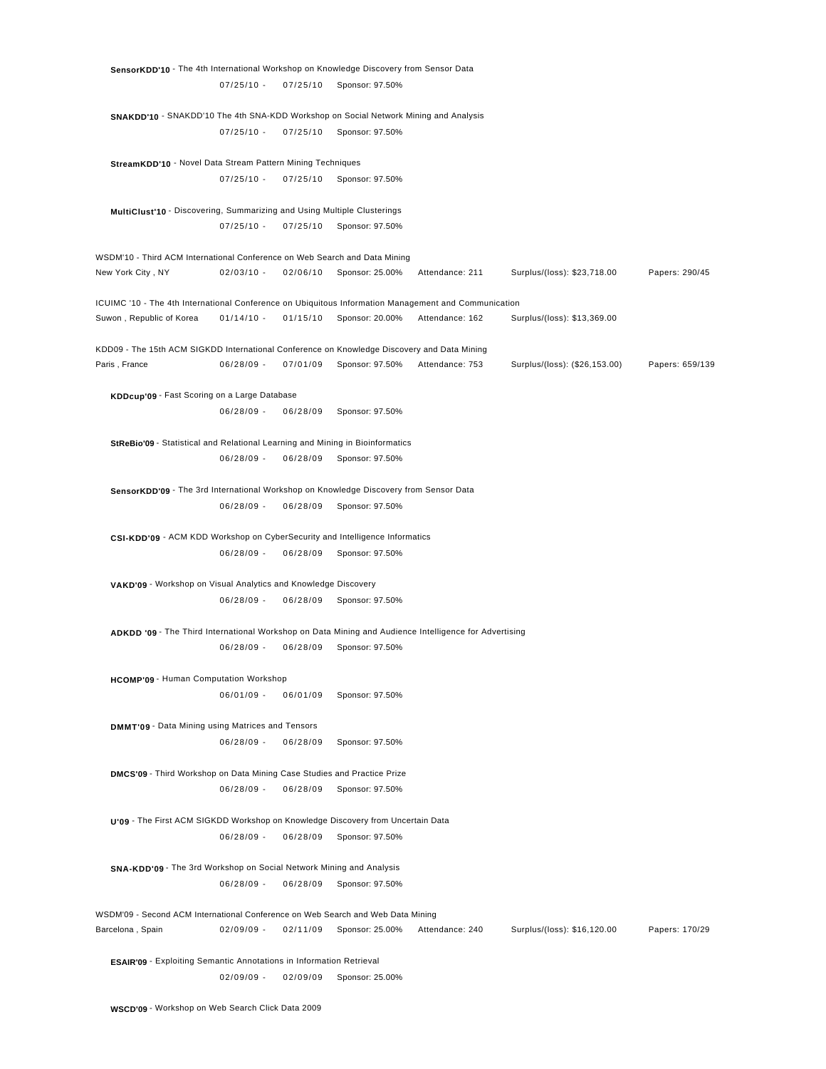**SensorKDD'10** - The 4th International Workshop on Knowledge Discovery from Sensor Data
07/25/10 - 07/25/10 Sponsor: 97.50%

**SNAKDD'10** - SNAKDD'10 The 4th SNA-KDD Workshop on Social Network Mining and Analysis
07/25/10 - 07/25/10 Sponsor: 97.50%

**StreamKDD'10** - Novel Data Stream Pattern Mining Techniques
07/25/10 - 07/25/10 Sponsor: 97.50%

**MultiClust'10** - Discovering, Summarizing and Using Multiple Clusterings
07/25/10 - 07/25/10 Sponsor: 97.50%

WSDM'10 - Third ACM International Conference on Web Search and Data Mining
New York City , NY 02/03/10 - 02/06/10 Sponsor: 25.00% Attendance: 211 Surplus/(loss): $23,718.00 Papers: 290/45

ICUIMC '10 - The 4th International Conference on Ubiquitous Information Management and Communication
Suwon , Republic of Korea 01/14/10 - 01/15/10 Sponsor: 20.00% Attendance: 162 Surplus/(loss): $13,369.00

KDD09 - The 15th ACM SIGKDD International Conference on Knowledge Discovery and Data Mining
Paris , France 06/28/09 - 07/01/09 Sponsor: 97.50% Attendance: 753 Surplus/(loss): ($26,153.00) Papers: 659/139

**KDDcup'09** - Fast Scoring on a Large Database
06/28/09 - 06/28/09 Sponsor: 97.50%

**StReBio'09** - Statistical and Relational Learning and Mining in Bioinformatics
06/28/09 - 06/28/09 Sponsor: 97.50%

**SensorKDD'09** - The 3rd International Workshop on Knowledge Discovery from Sensor Data
06/28/09 - 06/28/09 Sponsor: 97.50%

**CSI-KDD'09** - ACM KDD Workshop on CyberSecurity and Intelligence Informatics
06/28/09 - 06/28/09 Sponsor: 97.50%

**VAKD'09** - Workshop on Visual Analytics and Knowledge Discovery
06/28/09 - 06/28/09 Sponsor: 97.50%

**ADKDD '09** - The Third International Workshop on Data Mining and Audience Intelligence for Advertising
06/28/09 - 06/28/09 Sponsor: 97.50%

**HCOMP'09** - Human Computation Workshop
06/01/09 - 06/01/09 Sponsor: 97.50%

**DMMT'09** - Data Mining using Matrices and Tensors
06/28/09 - 06/28/09 Sponsor: 97.50%

**DMCS'09** - Third Workshop on Data Mining Case Studies and Practice Prize
06/28/09 - 06/28/09 Sponsor: 97.50%

**U'09** - The First ACM SIGKDD Workshop on Knowledge Discovery from Uncertain Data
06/28/09 - 06/28/09 Sponsor: 97.50%

**SNA-KDD'09** - The 3rd Workshop on Social Network Mining and Analysis
06/28/09 - 06/28/09 Sponsor: 97.50%

WSDM'09 - Second ACM International Conference on Web Search and Web Data Mining
Barcelona , Spain 02/09/09 - 02/11/09 Sponsor: 25.00% Attendance: 240 Surplus/(loss): $16,120.00 Papers: 170/29

**ESAIR'09** - Exploiting Semantic Annotations in Information Retrieval
02/09/09 - 02/09/09 Sponsor: 25.00%

**WSCD'09** - Workshop on Web Search Click Data 2009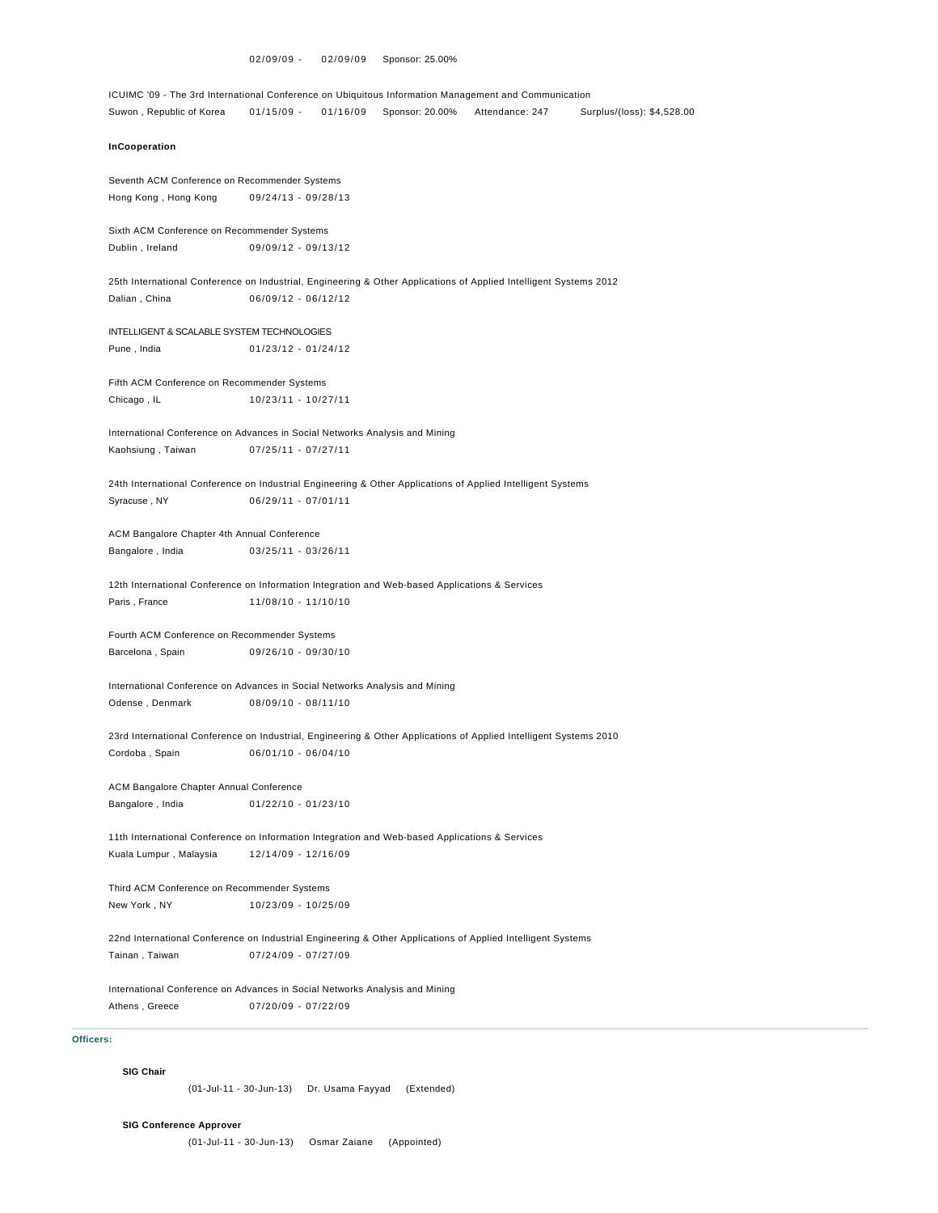02/09/09 - 02/09/09 Sponsor: 25.00%

ICUIMC '09 - The 3rd International Conference on Ubiquitous Information Management and Communication
Suwon , Republic of Korea 01/15/09 - 01/16/09 Sponsor: 20.00% Attendance: 247 Surplus/(loss): $4,528.00

**InCooperation**

Seventh ACM Conference on Recommender Systems
Hong Kong , Hong Kong 09/24/13 - 09/28/13

Sixth ACM Conference on Recommender Systems
Dublin , Ireland 09/09/12 - 09/13/12

25th International Conference on Industrial, Engineering & Other Applications of Applied Intelligent Systems 2012
Dalian , China 06/09/12 - 06/12/12

INTELLIGENT & SCALABLE SYSTEM TECHNOLOGIES
Pune , India 01/23/12 - 01/24/12

Fifth ACM Conference on Recommender Systems
Chicago , IL 10/23/11 - 10/27/11

International Conference on Advances in Social Networks Analysis and Mining
Kaohsiung , Taiwan 07/25/11 - 07/27/11

24th International Conference on Industrial Engineering & Other Applications of Applied Intelligent Systems
Syracuse , NY 06/29/11 - 07/01/11

ACM Bangalore Chapter 4th Annual Conference
Bangalore , India 03/25/11 - 03/26/11

12th International Conference on Information Integration and Web-based Applications & Services
Paris , France 11/08/10 - 11/10/10

Fourth ACM Conference on Recommender Systems
Barcelona , Spain 09/26/10 - 09/30/10

International Conference on Advances in Social Networks Analysis and Mining
Odense , Denmark 08/09/10 - 08/11/10

23rd International Conference on Industrial, Engineering & Other Applications of Applied Intelligent Systems 2010
Cordoba , Spain 06/01/10 - 06/04/10

ACM Bangalore Chapter Annual Conference
Bangalore , India 01/22/10 - 01/23/10

11th International Conference on Information Integration and Web-based Applications & Services
Kuala Lumpur , Malaysia 12/14/09 - 12/16/09

Third ACM Conference on Recommender Systems
New York , NY 10/23/09 - 10/25/09

22nd International Conference on Industrial Engineering & Other Applications of Applied Intelligent Systems
Tainan , Taiwan 07/24/09 - 07/27/09

International Conference on Advances in Social Networks Analysis and Mining
Athens , Greece 07/20/09 - 07/22/09

---

**Officers:**

**SIG Chair**

(01-Jul-11 - 30-Jun-13) Dr. Usama Fayyad (Extended)

**SIG Conference Approver**

(01-Jul-11 - 30-Jun-13) Osmar Zaiane (Appointed)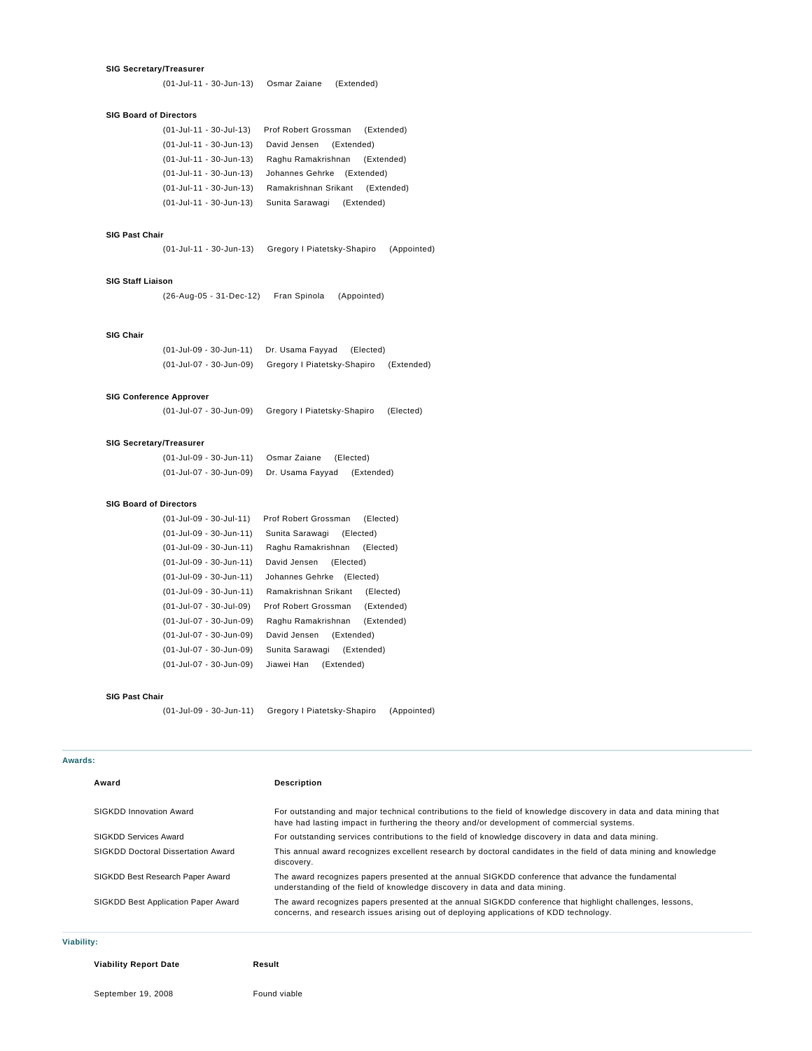**SIG Secretary/Treasurer**

(01-Jul-11 - 30-Jun-13) Osmar Zaiane (Extended)

**SIG Board of Directors**

(01-Jul-11 - 30-Jul-13) Prof Robert Grossman (Extended)
(01-Jul-11 - 30-Jun-13) David Jensen (Extended)
(01-Jul-11 - 30-Jun-13) Raghu Ramakrishnan (Extended)
(01-Jul-11 - 30-Jun-13) Johannes Gehrke (Extended)
(01-Jul-11 - 30-Jun-13) Ramakrishnan Srikant (Extended)
(01-Jul-11 - 30-Jun-13) Sunita Sarawagi (Extended)

**SIG Past Chair**

(01-Jul-11 - 30-Jun-13) Gregory I Piatetsky-Shapiro (Appointed)

**SIG Staff Liaison**

(26-Aug-05 - 31-Dec-12) Fran Spinola (Appointed)

**SIG Chair**

(01-Jul-09 - 30-Jun-11) Dr. Usama Fayyad (Elected)
(01-Jul-07 - 30-Jun-09) Gregory I Piatetsky-Shapiro (Extended)

**SIG Conference Approver**

(01-Jul-07 - 30-Jun-09) Gregory I Piatetsky-Shapiro (Elected)

**SIG Secretary/Treasurer**

(01-Jul-09 - 30-Jun-11) Osmar Zaiane (Elected)
(01-Jul-07 - 30-Jun-09) Dr. Usama Fayyad (Extended)

**SIG Board of Directors**

(01-Jul-09 - 30-Jul-11) Prof Robert Grossman (Elected)
(01-Jul-09 - 30-Jun-11) Sunita Sarawagi (Elected)
(01-Jul-09 - 30-Jun-11) Raghu Ramakrishnan (Elected)
(01-Jul-09 - 30-Jun-11) David Jensen (Elected)
(01-Jul-09 - 30-Jun-11) Johannes Gehrke (Elected)
(01-Jul-09 - 30-Jun-11) Ramakrishnan Srikant (Elected)
(01-Jul-07 - 30-Jul-09) Prof Robert Grossman (Extended)
(01-Jul-07 - 30-Jun-09) Raghu Ramakrishnan (Extended)
(01-Jul-07 - 30-Jun-09) David Jensen (Extended)
(01-Jul-07 - 30-Jun-09) Sunita Sarawagi (Extended)
(01-Jul-07 - 30-Jun-09) Jiawei Han (Extended)

**SIG Past Chair**

(01-Jul-09 - 30-Jun-11) Gregory I Piatetsky-Shapiro (Appointed)

**Awards:**

| Award | Description |
|---|---|
| SIGKDD Innovation Award | For outstanding and major technical contributions to the field of knowledge discovery in data and data mining that have had lasting impact in furthering the theory and/or development of commercial systems. |
| SIGKDD Services Award | For outstanding services contributions to the field of knowledge discovery in data and data mining. |
| SIGKDD Doctoral Dissertation Award | This annual award recognizes excellent research by doctoral candidates in the field of data mining and knowledge discovery. |
| SIGKDD Best Research Paper Award | The award recognizes papers presented at the annual SIGKDD conference that advance the fundamental understanding of the field of knowledge discovery in data and data mining. |
| SIGKDD Best Application Paper Award | The award recognizes papers presented at the annual SIGKDD conference that highlight challenges, lessons, concerns, and research issues arising out of deploying applications of KDD technology. |

**Viability:**

| Viability Report Date | Result |
|---|---|
| September 19, 2008 | Found viable |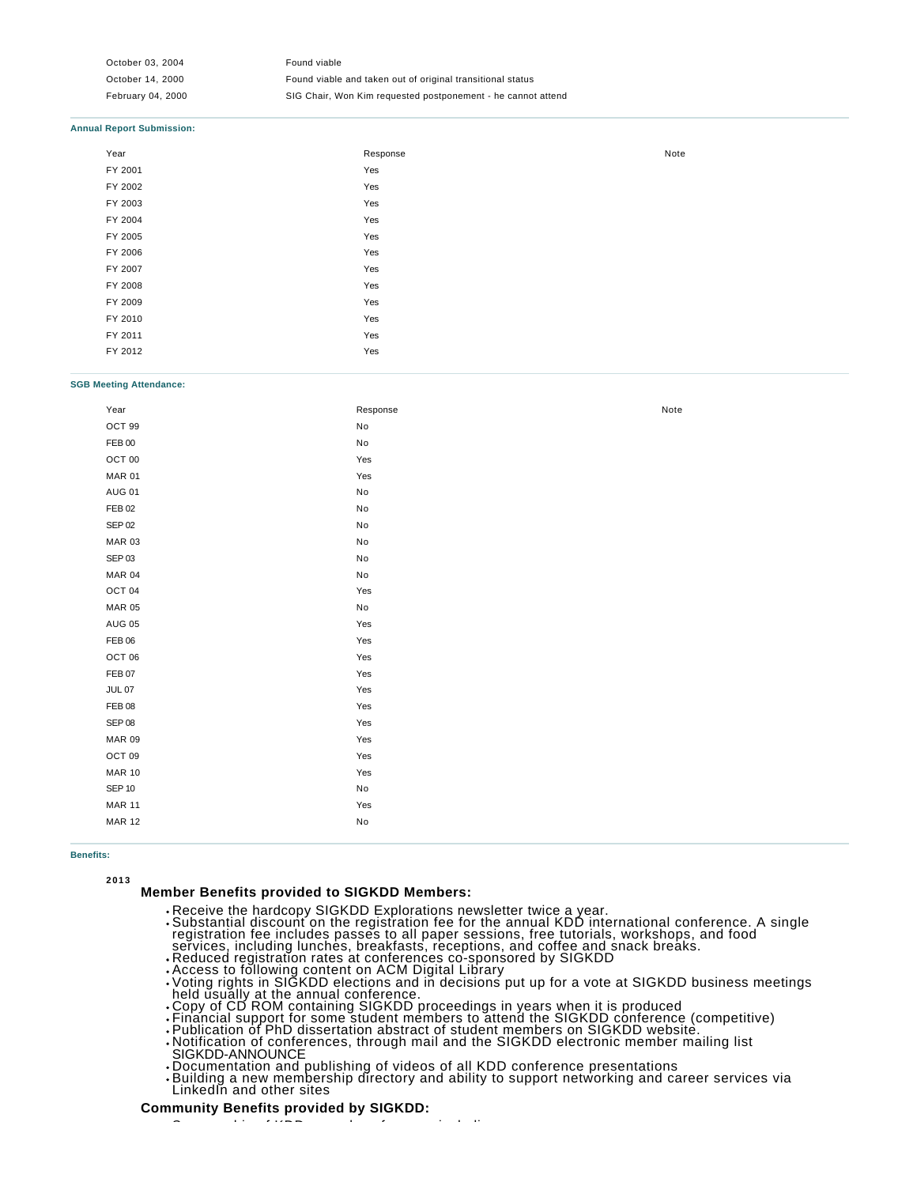| | |
|---|---|
| October 03, 2004 | Found viable |
| October 14, 2000 | Found viable and taken out of original transitional status |
| February 04, 2000 | SIG Chair, Won Kim requested postponement - he cannot attend |

**Annual Report Submission:**

| Year | Response | Note |
|---|---|---|
| FY 2001 | Yes | |
| FY 2002 | Yes | |
| FY 2003 | Yes | |
| FY 2004 | Yes | |
| FY 2005 | Yes | |
| FY 2006 | Yes | |
| FY 2007 | Yes | |
| FY 2008 | Yes | |
| FY 2009 | Yes | |
| FY 2010 | Yes | |
| FY 2011 | Yes | |
| FY 2012 | Yes | |

**SGB Meeting Attendance:**

| Year | Response | Note |
|---|---|---|
| OCT 99 | No | |
| FEB 00 | No | |
| OCT 00 | Yes | |
| MAR 01 | Yes | |
| AUG 01 | No | |
| FEB 02 | No | |
| SEP 02 | No | |
| MAR 03 | No | |
| SEP 03 | No | |
| MAR 04 | No | |
| OCT 04 | Yes | |
| MAR 05 | No | |
| AUG 05 | Yes | |
| FEB 06 | Yes | |
| OCT 06 | Yes | |
| FEB 07 | Yes | |
| JUL 07 | Yes | |
| FEB 08 | Yes | |
| SEP 08 | Yes | |
| MAR 09 | Yes | |
| OCT 09 | Yes | |
| MAR 10 | Yes | |
| SEP 10 | No | |
| MAR 11 | Yes | |
| MAR 12 | No | |

**Benefits:**

**2013**

**Member Benefits provided to SIGKDD Members:**

- Receive the hardcopy SIGKDD Explorations newsletter twice a year.
- Substantial discount on the registration fee for the annual KDD international conference. A single registration fee includes passes to all paper sessions, free tutorials, workshops, and food services, including lunches, breakfasts, receptions, and coffee and snack breaks.
- Reduced registration rates at conferences co-sponsored by SIGKDD
- Access to following content on ACM Digital Library
- Voting rights in SIGKDD elections and in decisions put up for a vote at SIGKDD business meetings held usually at the annual conference.
- Copy of CD ROM containing SIGKDD proceedings in years when it is produced
- Financial support for some student members to attend the SIGKDD conference (competitive)
- Publication of PhD dissertation abstract of student members on SIGKDD website.
- Notification of conferences, through mail and the SIGKDD electronic member mailing list SIGKDD-ANNOUNCE
- Documentation and publishing of videos of all KDD conference presentations
- Building a new membership directory and ability to support networking and career services via LinkedIn and other sites

**Community Benefits provided by SIGKDD:**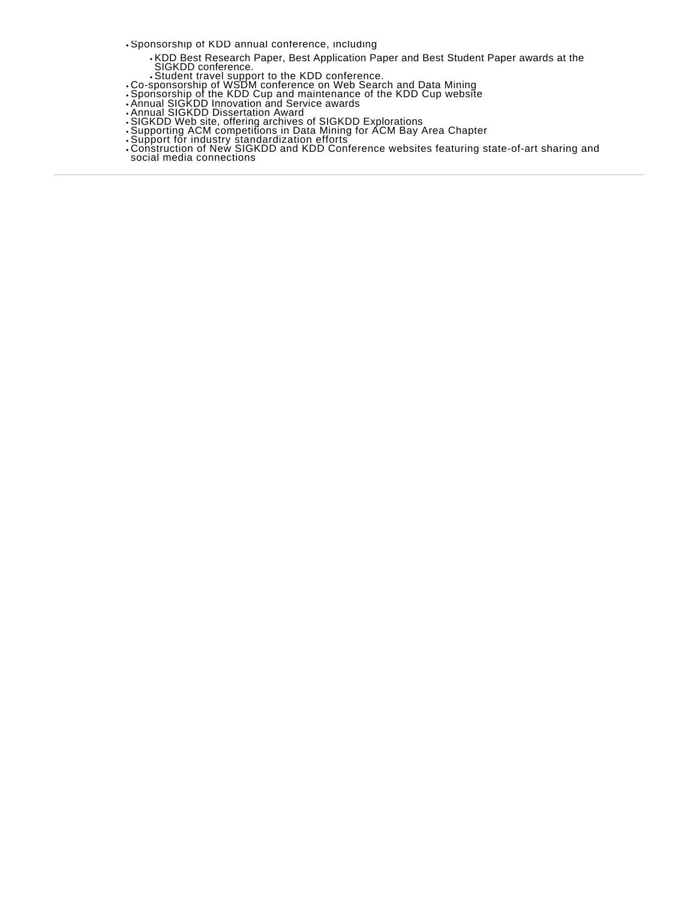- Sponsorship of KDD annual conference, including
  - KDD Best Research Paper, Best Application Paper and Best Student Paper awards at the SIGKDD conference.
  - Student travel support to the KDD conference.
- Co-sponsorship of WSDM conference on Web Search and Data Mining
- Sponsorship of the KDD Cup and maintenance of the KDD Cup website
- Annual SIGKDD Innovation and Service awards
- Annual SIGKDD Dissertation Award
- SIGKDD Web site, offering archives of SIGKDD Explorations
- Supporting ACM competitions in Data Mining for ACM Bay Area Chapter
- Support for industry standardization efforts
- Construction of New SIGKDD and KDD Conference websites featuring state-of-art sharing and social media connections